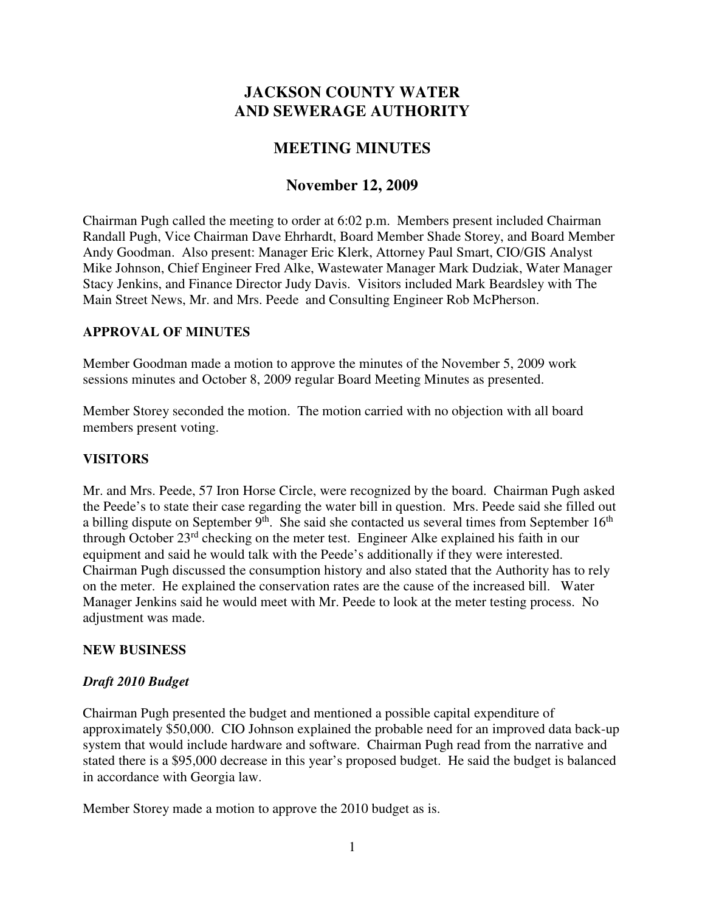# JACKSON COUNTY WATER AND SEWERAGE AUTHORITY

## MEETING MINUTES

## November 12, 2009

Chairman Pugh called the meeting to order at 6:02 p.m. Members present included Chairman Randall Pugh, Vice Chairman Dave Ehrhardt, Board Member Shade Storey, and Board Member Andy Goodman. Also present: Manager Eric Klerk, Attorney Paul Smart, CIO/GIS Analyst Mike Johnson, Chief Engineer Fred Alke, Wastewater Manager Mark Dudziak, Water Manager Stacy Jenkins, and Finance Director Judy Davis. Visitors included Mark Beardsley with The Main Street News, Mr. and Mrs. Peede and Consulting Engineer Rob McPherson.

### APPROVAL OF MINUTES

Member Goodman made a motion to approve the minutes of the November 5, 2009 work sessions minutes and October 8, 2009 regular Board Meeting Minutes as presented.

Member Storey seconded the motion. The motion carried with no objection with all board members present voting.

### VISITORS

Mr. and Mrs. Peede, 57 Iron Horse Circle, were recognized by the board. Chairman Pugh asked the Peede's to state their case regarding the water bill in question. Mrs. Peede said she filled out a billing dispute on September 9th. She said she contacted us several times from September 16th through October 23rd checking on the meter test. Engineer Alke explained his faith in our equipment and said he would talk with the Peede's additionally if they were interested. Chairman Pugh discussed the consumption history and also stated that the Authority has to rely on the meter. He explained the conservation rates are the cause of the increased bill. Water Manager Jenkins said he would meet with Mr. Peede to look at the meter testing process. No adjustment was made.

### NEW BUSINESS

#### *Draft 2010 Budget*

Chairman Pugh presented the budget and mentioned a possible capital expenditure of approximately $50,000. CIO Johnson explained the probable need for an improved data back-up system that would include hardware and software. Chairman Pugh read from the narrative and stated there is a $95,000 decrease in this year's proposed budget. He said the budget is balanced in accordance with Georgia law.

Member Storey made a motion to approve the 2010 budget as is.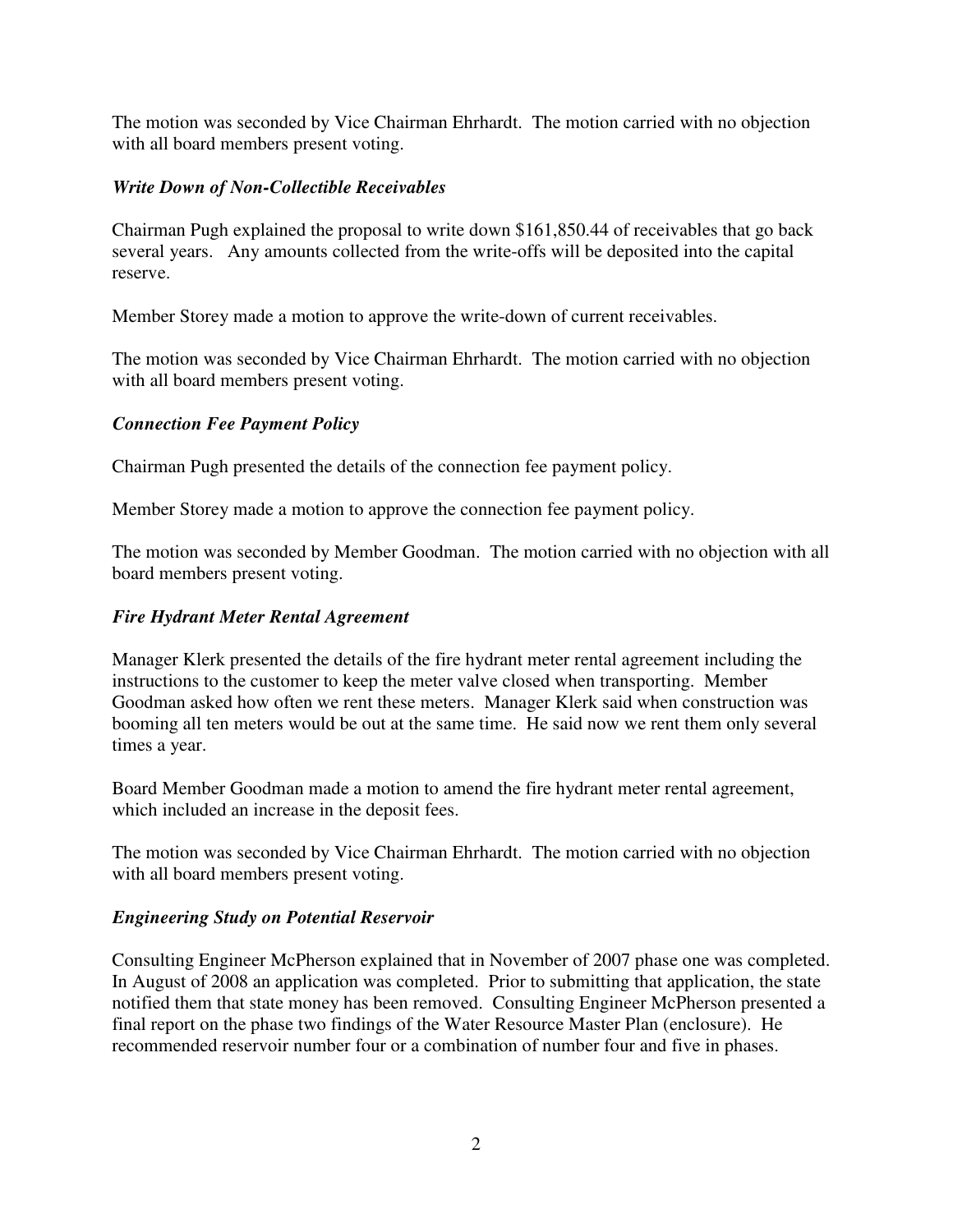The motion was seconded by Vice Chairman Ehrhardt. The motion carried with no objection with all board members present voting.

### *Write Down of Non-Collectible Receivables*

Chairman Pugh explained the proposal to write down $161,850.44 of receivables that go back several years. Any amounts collected from the write-offs will be deposited into the capital reserve.

Member Storey made a motion to approve the write-down of current receivables.

The motion was seconded by Vice Chairman Ehrhardt. The motion carried with no objection with all board members present voting.

### *Connection Fee Payment Policy*

Chairman Pugh presented the details of the connection fee payment policy.

Member Storey made a motion to approve the connection fee payment policy.

The motion was seconded by Member Goodman. The motion carried with no objection with all board members present voting.

### *Fire Hydrant Meter Rental Agreement*

Manager Klerk presented the details of the fire hydrant meter rental agreement including the instructions to the customer to keep the meter valve closed when transporting. Member Goodman asked how often we rent these meters. Manager Klerk said when construction was booming all ten meters would be out at the same time. He said now we rent them only several times a year.

Board Member Goodman made a motion to amend the fire hydrant meter rental agreement, which included an increase in the deposit fees.

The motion was seconded by Vice Chairman Ehrhardt. The motion carried with no objection with all board members present voting.

### *Engineering Study on Potential Reservoir*

Consulting Engineer McPherson explained that in November of 2007 phase one was completed. In August of 2008 an application was completed. Prior to submitting that application, the state notified them that state money has been removed. Consulting Engineer McPherson presented a final report on the phase two findings of the Water Resource Master Plan (enclosure). He recommended reservoir number four or a combination of number four and five in phases.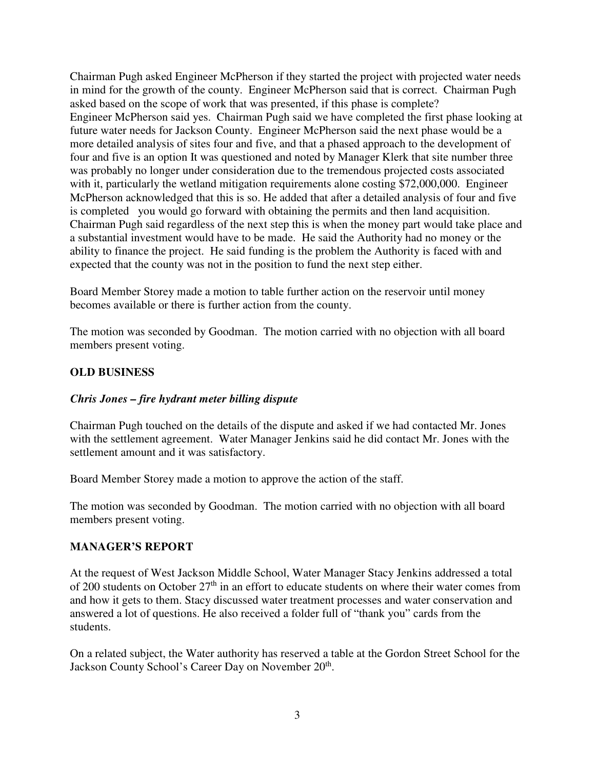Chairman Pugh asked Engineer McPherson if they started the project with projected water needs in mind for the growth of the county. Engineer McPherson said that is correct. Chairman Pugh asked based on the scope of work that was presented, if this phase is complete? Engineer McPherson said yes. Chairman Pugh said we have completed the first phase looking at future water needs for Jackson County. Engineer McPherson said the next phase would be a more detailed analysis of sites four and five, and that a phased approach to the development of four and five is an option It was questioned and noted by Manager Klerk that site number three was probably no longer under consideration due to the tremendous projected costs associated with it, particularly the wetland mitigation requirements alone costing $72,000,000. Engineer McPherson acknowledged that this is so. He added that after a detailed analysis of four and five is completed you would go forward with obtaining the permits and then land acquisition. Chairman Pugh said regardless of the next step this is when the money part would take place and a substantial investment would have to be made. He said the Authority had no money or the ability to finance the project. He said funding is the problem the Authority is faced with and expected that the county was not in the position to fund the next step either.

Board Member Storey made a motion to table further action on the reservoir until money becomes available or there is further action from the county.

The motion was seconded by Goodman. The motion carried with no objection with all board members present voting.

## OLD BUSINESS

***Chris Jones – fire hydrant meter billing dispute***

Chairman Pugh touched on the details of the dispute and asked if we had contacted Mr. Jones with the settlement agreement. Water Manager Jenkins said he did contact Mr. Jones with the settlement amount and it was satisfactory.

Board Member Storey made a motion to approve the action of the staff.

The motion was seconded by Goodman. The motion carried with no objection with all board members present voting.

## MANAGER'S REPORT

At the request of West Jackson Middle School, Water Manager Stacy Jenkins addressed a total of 200 students on October 27th in an effort to educate students on where their water comes from and how it gets to them. Stacy discussed water treatment processes and water conservation and answered a lot of questions. He also received a folder full of "thank you" cards from the students.

On a related subject, the Water authority has reserved a table at the Gordon Street School for the Jackson County School's Career Day on November 20th.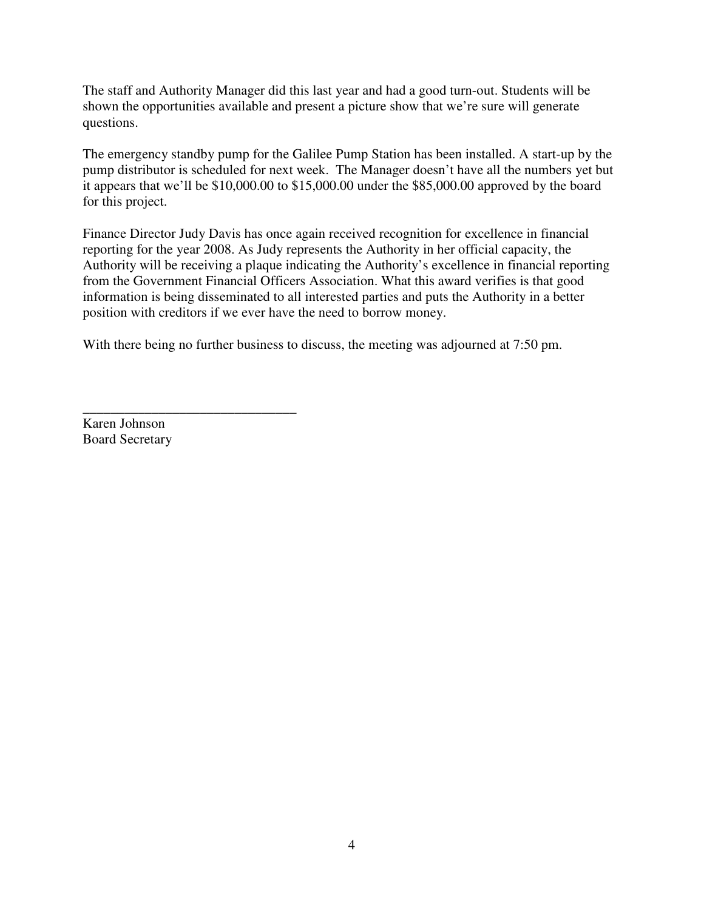The staff and Authority Manager did this last year and had a good turn-out. Students will be shown the opportunities available and present a picture show that we're sure will generate questions.

The emergency standby pump for the Galilee Pump Station has been installed. A start-up by the pump distributor is scheduled for next week. The Manager doesn't have all the numbers yet but it appears that we'll be $10,000.00 to $15,000.00 under the $85,000.00 approved by the board for this project.

Finance Director Judy Davis has once again received recognition for excellence in financial reporting for the year 2008. As Judy represents the Authority in her official capacity, the Authority will be receiving a plaque indicating the Authority's excellence in financial reporting from the Government Financial Officers Association. What this award verifies is that good information is being disseminated to all interested parties and puts the Authority in a better position with creditors if we ever have the need to borrow money.

With there being no further business to discuss, the meeting was adjourned at 7:50 pm.

_______________________________

Karen Johnson
Board Secretary